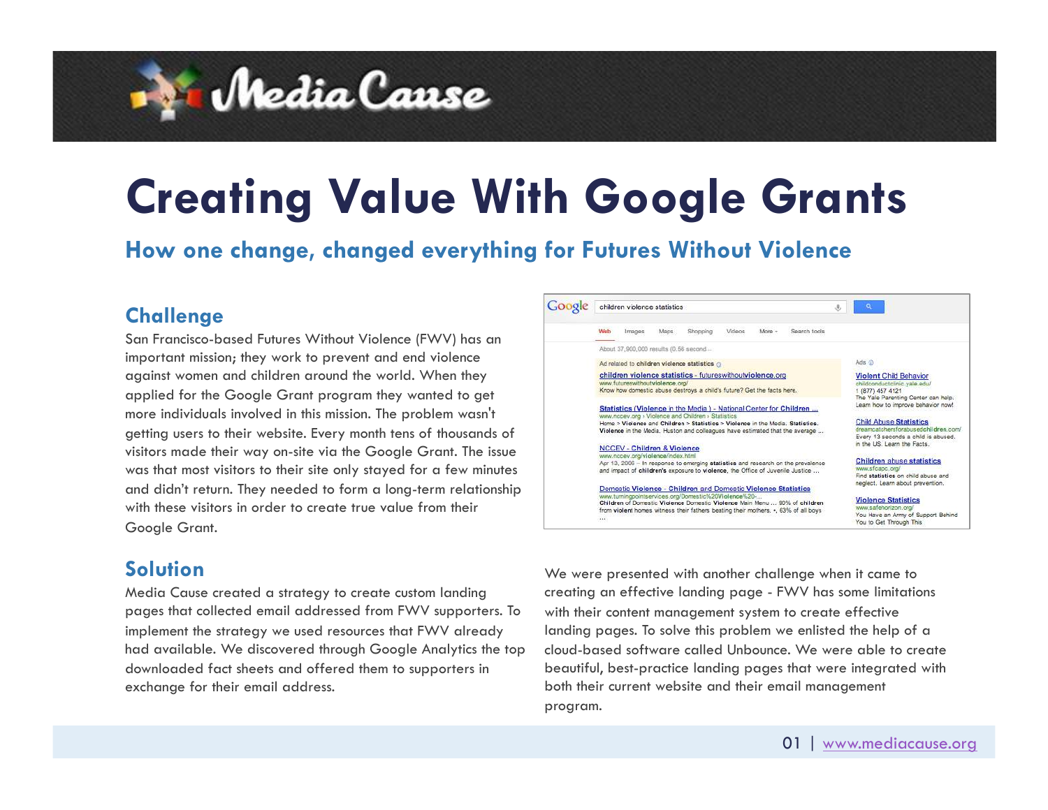# Creating Value With Google Grants

## How one change, changed everything for Futures Without Violence

### Challenge

San Francisco-based Futures Without Violence (FWV) has an important mission; they work to prevent and end violence against women and children around the world. When they applied for the Google Grant program they wanted to get more individuals involved in this mission. The problem wasn't getting users to their website. Every month tens of thousands of visitors made their way on-site via the Google Grant. The issue was that most visitors to their site only stayed for a few minutes and didn't return. They needed to form a long-term relationship with these visitors in order to create true value from their Google Grant.

### Solution

Media Cause created a strategy to create custom landing pages that collected email addressed from FWV supporters. To implement the strategy we used resources that FWV already had available. We discovered through Google Analytics the top downloaded fact sheets and offered them to supporters in exchange for their email address.

We were presented with another challenge when it came to creating an effective landing page - FWV has some limitations with their content management system to create effective landing pages. To solve this problem we enlisted the help of a cloud-based software called Unbounce. We were able to create beautiful, best-practice landing pages that were integrated with both their current website and their email management program.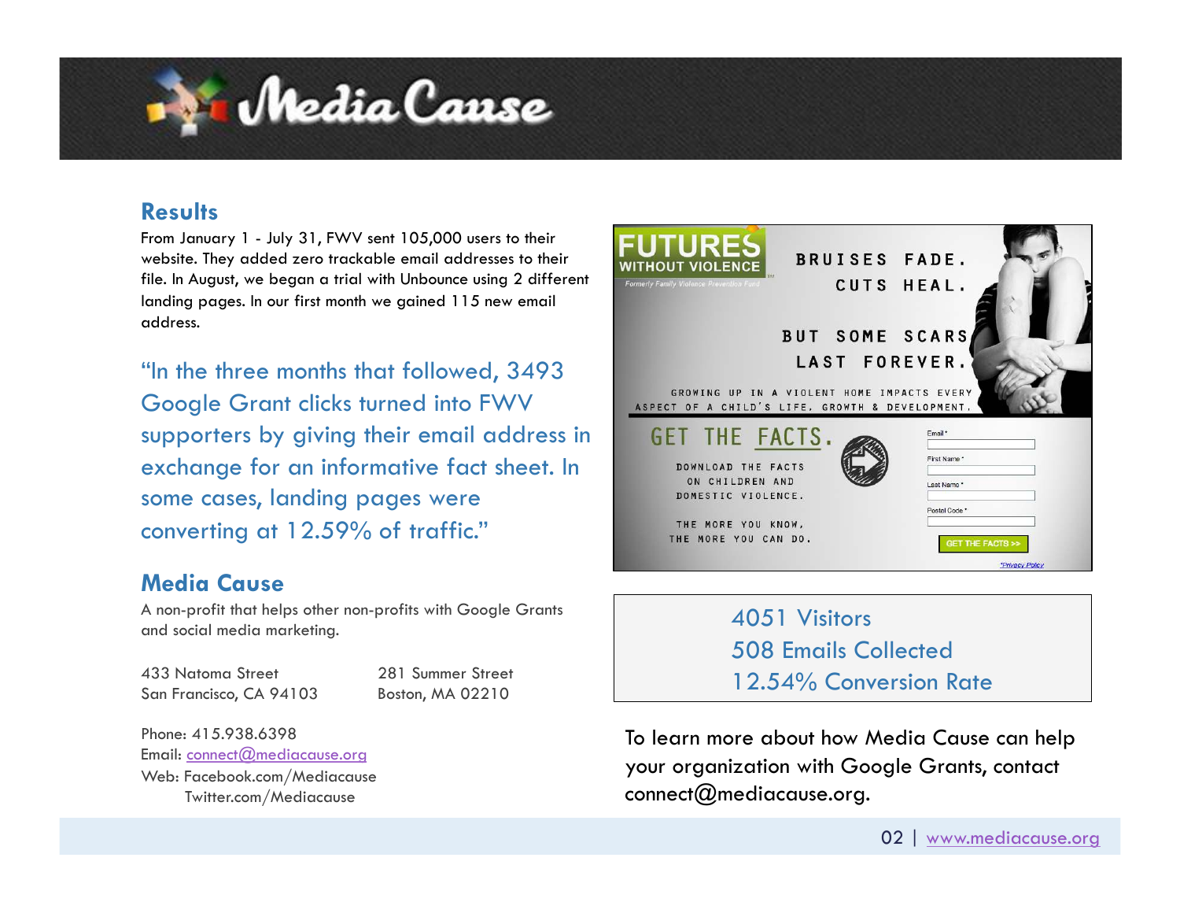## Results

From January 1 - July 31, FWV sent 105,000 users to their website. They added zero trackable email addresses to their file. In August, we began a trial with Unbounce using 2 different landing pages. In our first month we gained 115 new email address.

"In the three months that followed, 3493 Google Grant clicks turned into FWV supporters by giving their email address in exchange for an informative fact sheet. In some cases, landing pages were converting at 12.59% of traffic."

4051 Visitors
508 Emails Collected
12.54% Conversion Rate

## Media Cause

A non-profit that helps other non-profits with Google Grants and social media marketing.

433 Natoma Street
San Francisco, CA 94103

281 Summer Street
Boston, MA 02210

Phone: 415.938.6398
Email: connect@mediacause.org
Web: Facebook.com/Mediacause
Twitter.com/Mediacause

To learn more about how Media Cause can help your organization with Google Grants, contact connect@mediacause.org.

www.mediacause.org